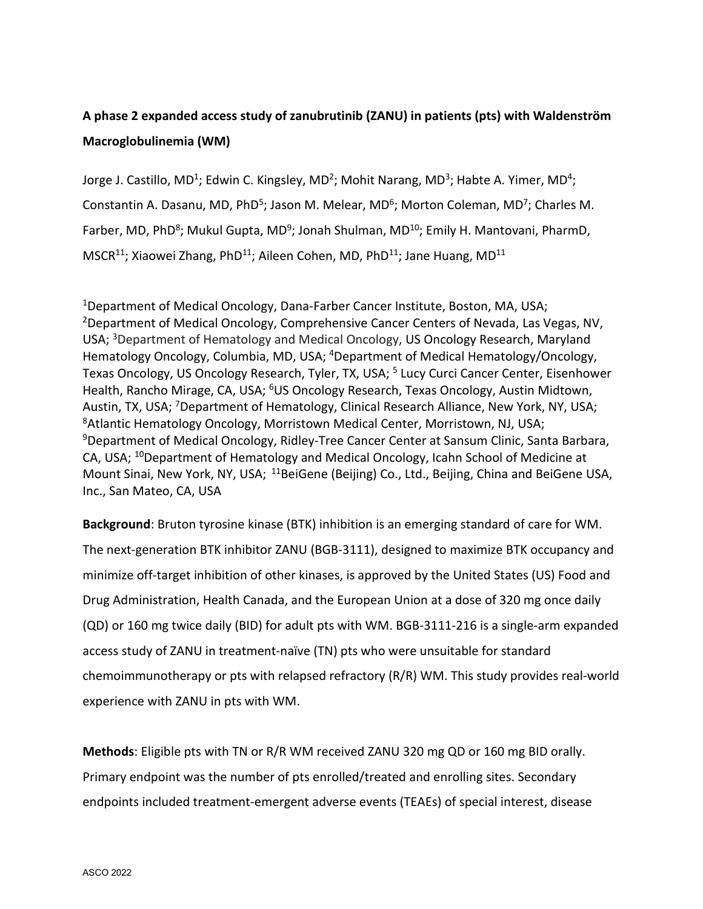**A phase 2 expanded access study of zanubrutinib (ZANU) in patients (pts) with Waldenström Macroglobulinemia (WM)**

Jorge J. Castillo, MD[1]; Edwin C. Kingsley, MD[2]; Mohit Narang, MD[3]; Habte A. Yimer, MD[4]; Constantin A. Dasanu, MD, PhD[5]; Jason M. Melear, MD[6]; Morton Coleman, MD[7]; Charles M. Farber, MD, PhD[8]; Mukul Gupta, MD[9]; Jonah Shulman, MD[10]; Emily H. Mantovani, PharmD, MSCR[11]; Xiaowei Zhang, PhD[11]; Aileen Cohen, MD, PhD[11]; Jane Huang, MD[11]

[1]Department of Medical Oncology, Dana-Farber Cancer Institute, Boston, MA, USA; [2]Department of Medical Oncology, Comprehensive Cancer Centers of Nevada, Las Vegas, NV, USA; [3]Department of Hematology and Medical Oncology, US Oncology Research, Maryland Hematology Oncology, Columbia, MD, USA; [4]Department of Medical Hematology/Oncology, Texas Oncology, US Oncology Research, Tyler, TX, USA; [5] Lucy Curci Cancer Center, Eisenhower Health, Rancho Mirage, CA, USA; [6]US Oncology Research, Texas Oncology, Austin Midtown, Austin, TX, USA; [7]Department of Hematology, Clinical Research Alliance, New York, NY, USA; [8]Atlantic Hematology Oncology, Morristown Medical Center, Morristown, NJ, USA; [9]Department of Medical Oncology, Ridley-Tree Cancer Center at Sansum Clinic, Santa Barbara, CA, USA; [10]Department of Hematology and Medical Oncology, Icahn School of Medicine at Mount Sinai, New York, NY, USA; [11]BeiGene (Beijing) Co., Ltd., Beijing, China and BeiGene USA, Inc., San Mateo, CA, USA

**Background**: Bruton tyrosine kinase (BTK) inhibition is an emerging standard of care for WM. The next-generation BTK inhibitor ZANU (BGB-3111), designed to maximize BTK occupancy and minimize off-target inhibition of other kinases, is approved by the United States (US) Food and Drug Administration, Health Canada, and the European Union at a dose of 320 mg once daily (QD) or 160 mg twice daily (BID) for adult pts with WM. BGB-3111-216 is a single-arm expanded access study of ZANU in treatment-naïve (TN) pts who were unsuitable for standard chemoimmunotherapy or pts with relapsed refractory (R/R) WM. This study provides real-world experience with ZANU in pts with WM.

**Methods**: Eligible pts with TN or R/R WM received ZANU 320 mg QD or 160 mg BID orally. Primary endpoint was the number of pts enrolled/treated and enrolling sites. Secondary endpoints included treatment-emergent adverse events (TEAEs) of special interest, disease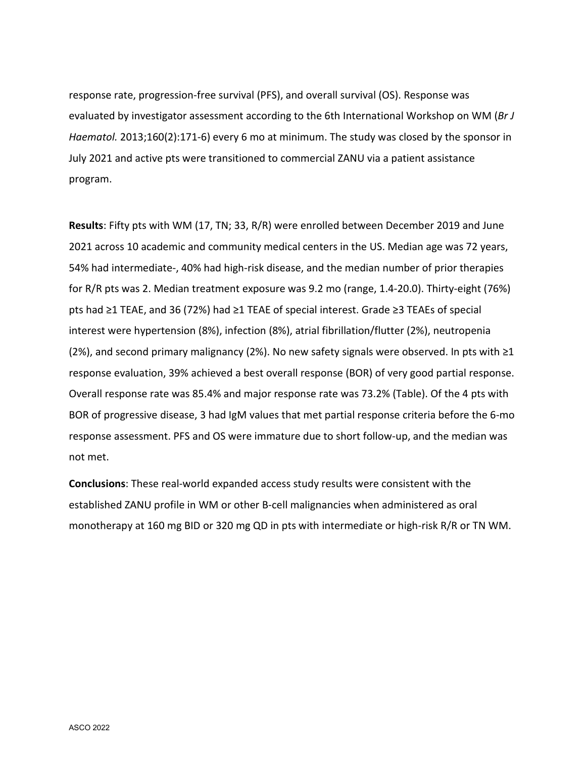response rate, progression-free survival (PFS), and overall survival (OS). Response was evaluated by investigator assessment according to the 6th International Workshop on WM (*Br J Haematol.* 2013;160(2):171-6) every 6 mo at minimum. The study was closed by the sponsor in July 2021 and active pts were transitioned to commercial ZANU via a patient assistance program.

**Results**: Fifty pts with WM (17, TN; 33, R/R) were enrolled between December 2019 and June 2021 across 10 academic and community medical centers in the US. Median age was 72 years, 54% had intermediate-, 40% had high-risk disease, and the median number of prior therapies for R/R pts was 2. Median treatment exposure was 9.2 mo (range, 1.4-20.0). Thirty-eight (76%) pts had ≥1 TEAE, and 36 (72%) had ≥1 TEAE of special interest. Grade ≥3 TEAEs of special interest were hypertension (8%), infection (8%), atrial fibrillation/flutter (2%), neutropenia (2%), and second primary malignancy (2%). No new safety signals were observed. In pts with ≥1 response evaluation, 39% achieved a best overall response (BOR) of very good partial response. Overall response rate was 85.4% and major response rate was 73.2% (Table). Of the 4 pts with BOR of progressive disease, 3 had IgM values that met partial response criteria before the 6-mo response assessment. PFS and OS were immature due to short follow-up, and the median was not met.

**Conclusions**: These real-world expanded access study results were consistent with the established ZANU profile in WM or other B-cell malignancies when administered as oral monotherapy at 160 mg BID or 320 mg QD in pts with intermediate or high-risk R/R or TN WM.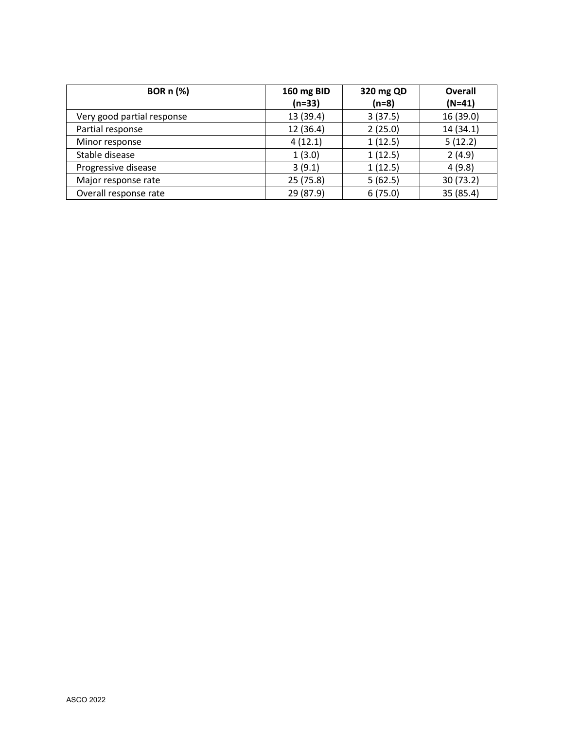| BOR n (%) | 160 mg BID (n=33) | 320 mg QD (n=8) | Overall (N=41) |
| --- | --- | --- | --- |
| Very good partial response | 13 (39.4) | 3 (37.5) | 16 (39.0) |
| Partial response | 12 (36.4) | 2 (25.0) | 14 (34.1) |
| Minor response | 4 (12.1) | 1 (12.5) | 5 (12.2) |
| Stable disease | 1 (3.0) | 1 (12.5) | 2 (4.9) |
| Progressive disease | 3 (9.1) | 1 (12.5) | 4 (9.8) |
| Major response rate | 25 (75.8) | 5 (62.5) | 30 (73.2) |
| Overall response rate | 29 (87.9) | 6 (75.0) | 35 (85.4) |